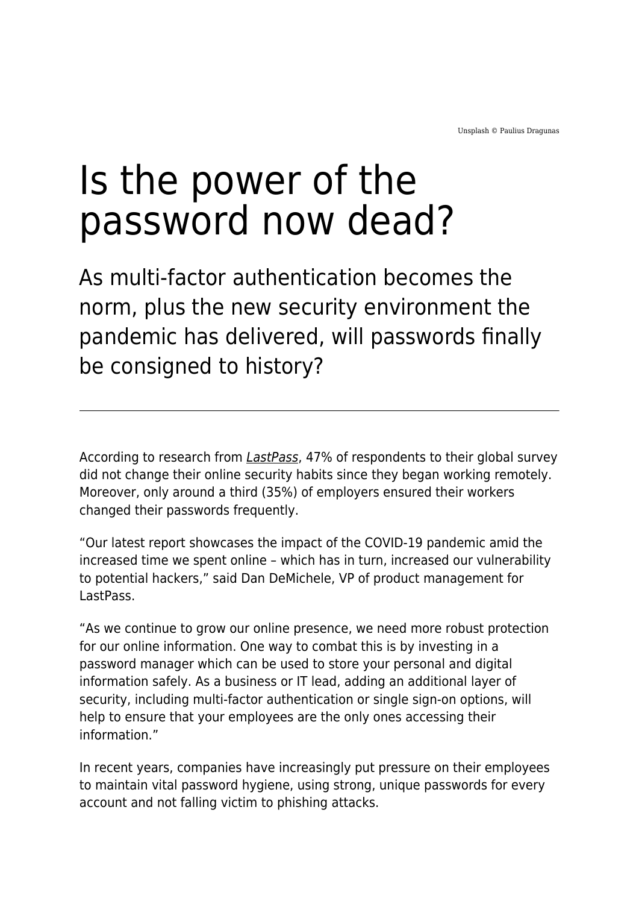Unsplash © Paulius Dragunas

# Is the power of the password now dead?

## As multi-factor authentication becomes the norm, plus the new security environment the pandemic has delivered, will passwords finally be consigned to history?

---

According to research from *LastPass*, 47% of respondents to their global survey did not change their online security habits since they began working remotely. Moreover, only around a third (35%) of employers ensured their workers changed their passwords frequently.

"Our latest report showcases the impact of the COVID-19 pandemic amid the increased time we spent online – which has in turn, increased our vulnerability to potential hackers," said Dan DeMichele, VP of product management for LastPass.

"As we continue to grow our online presence, we need more robust protection for our online information. One way to combat this is by investing in a password manager which can be used to store your personal and digital information safely. As a business or IT lead, adding an additional layer of security, including multi-factor authentication or single sign-on options, will help to ensure that your employees are the only ones accessing their information."

In recent years, companies have increasingly put pressure on their employees to maintain vital password hygiene, using strong, unique passwords for every account and not falling victim to phishing attacks.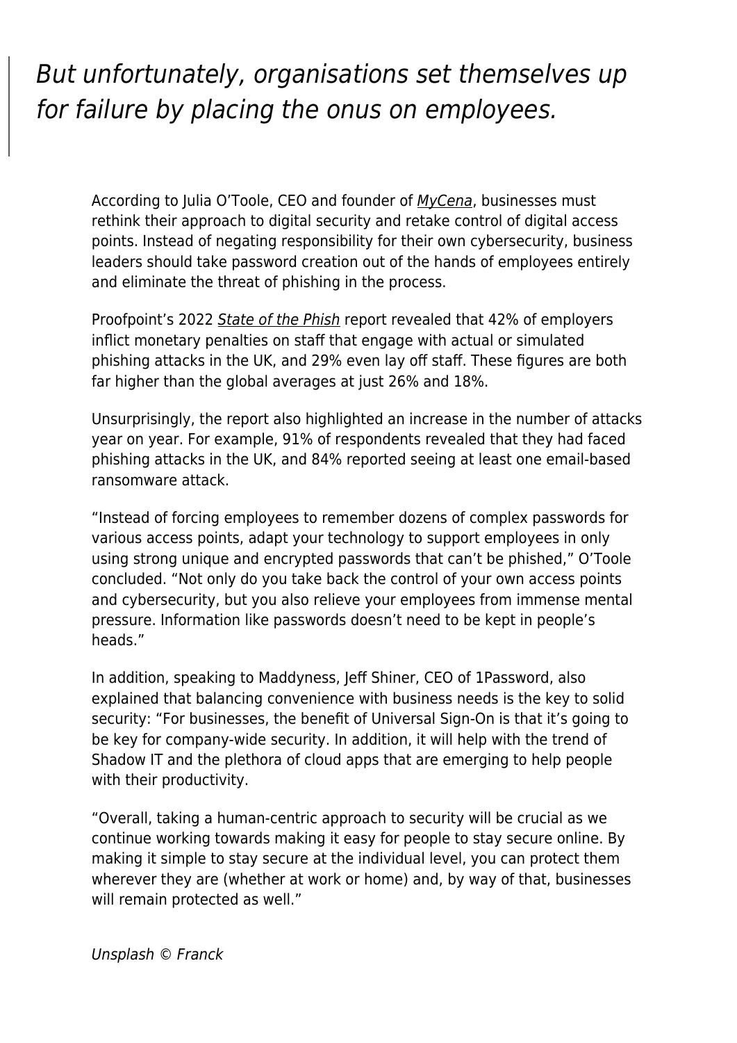> *But unfortunately, organisations set themselves up for failure by placing the onus on employees.*

According to Julia O'Toole, CEO and founder of *MyCena*, businesses must rethink their approach to digital security and retake control of digital access points. Instead of negating responsibility for their own cybersecurity, business leaders should take password creation out of the hands of employees entirely and eliminate the threat of phishing in the process.

Proofpoint's 2022 *State of the Phish* report revealed that 42% of employers inflict monetary penalties on staff that engage with actual or simulated phishing attacks in the UK, and 29% even lay off staff. These figures are both far higher than the global averages at just 26% and 18%.

Unsurprisingly, the report also highlighted an increase in the number of attacks year on year. For example, 91% of respondents revealed that they had faced phishing attacks in the UK, and 84% reported seeing at least one email-based ransomware attack.

"Instead of forcing employees to remember dozens of complex passwords for various access points, adapt your technology to support employees in only using strong unique and encrypted passwords that can't be phished," O'Toole concluded. "Not only do you take back the control of your own access points and cybersecurity, but you also relieve your employees from immense mental pressure. Information like passwords doesn't need to be kept in people's heads."

In addition, speaking to Maddyness, Jeff Shiner, CEO of 1Password, also explained that balancing convenience with business needs is the key to solid security: "For businesses, the benefit of Universal Sign-On is that it's going to be key for company-wide security. In addition, it will help with the trend of Shadow IT and the plethora of cloud apps that are emerging to help people with their productivity.

"Overall, taking a human-centric approach to security will be crucial as we continue working towards making it easy for people to stay secure online. By making it simple to stay secure at the individual level, you can protect them wherever they are (whether at work or home) and, by way of that, businesses will remain protected as well."

*Unsplash © Franck*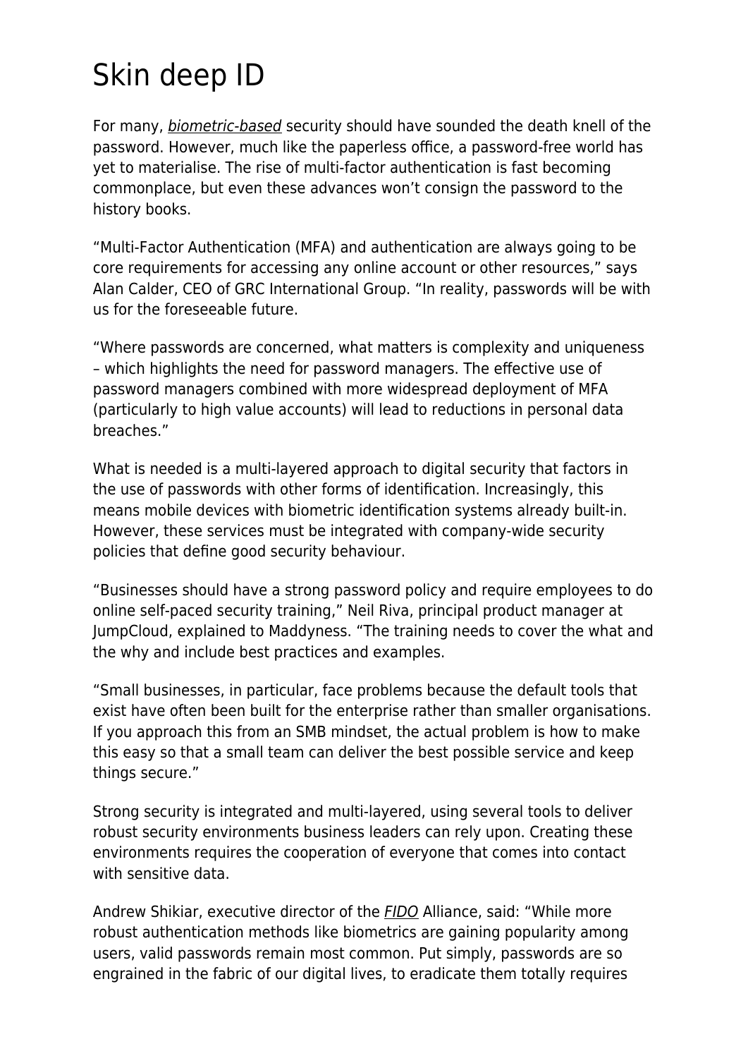# Skin deep ID

For many, *biometric-based* security should have sounded the death knell of the password. However, much like the paperless office, a password-free world has yet to materialise. The rise of multi-factor authentication is fast becoming commonplace, but even these advances won't consign the password to the history books.

"Multi-Factor Authentication (MFA) and authentication are always going to be core requirements for accessing any online account or other resources," says Alan Calder, CEO of GRC International Group. "In reality, passwords will be with us for the foreseeable future.

"Where passwords are concerned, what matters is complexity and uniqueness – which highlights the need for password managers. The effective use of password managers combined with more widespread deployment of MFA (particularly to high value accounts) will lead to reductions in personal data breaches."

What is needed is a multi-layered approach to digital security that factors in the use of passwords with other forms of identification. Increasingly, this means mobile devices with biometric identification systems already built-in. However, these services must be integrated with company-wide security policies that define good security behaviour.

"Businesses should have a strong password policy and require employees to do online self-paced security training," Neil Riva, principal product manager at JumpCloud, explained to Maddyness. "The training needs to cover the what and the why and include best practices and examples.

"Small businesses, in particular, face problems because the default tools that exist have often been built for the enterprise rather than smaller organisations. If you approach this from an SMB mindset, the actual problem is how to make this easy so that a small team can deliver the best possible service and keep things secure."

Strong security is integrated and multi-layered, using several tools to deliver robust security environments business leaders can rely upon. Creating these environments requires the cooperation of everyone that comes into contact with sensitive data.

Andrew Shikiar, executive director of the *FIDO* Alliance, said: "While more robust authentication methods like biometrics are gaining popularity among users, valid passwords remain most common. Put simply, passwords are so engrained in the fabric of our digital lives, to eradicate them totally requires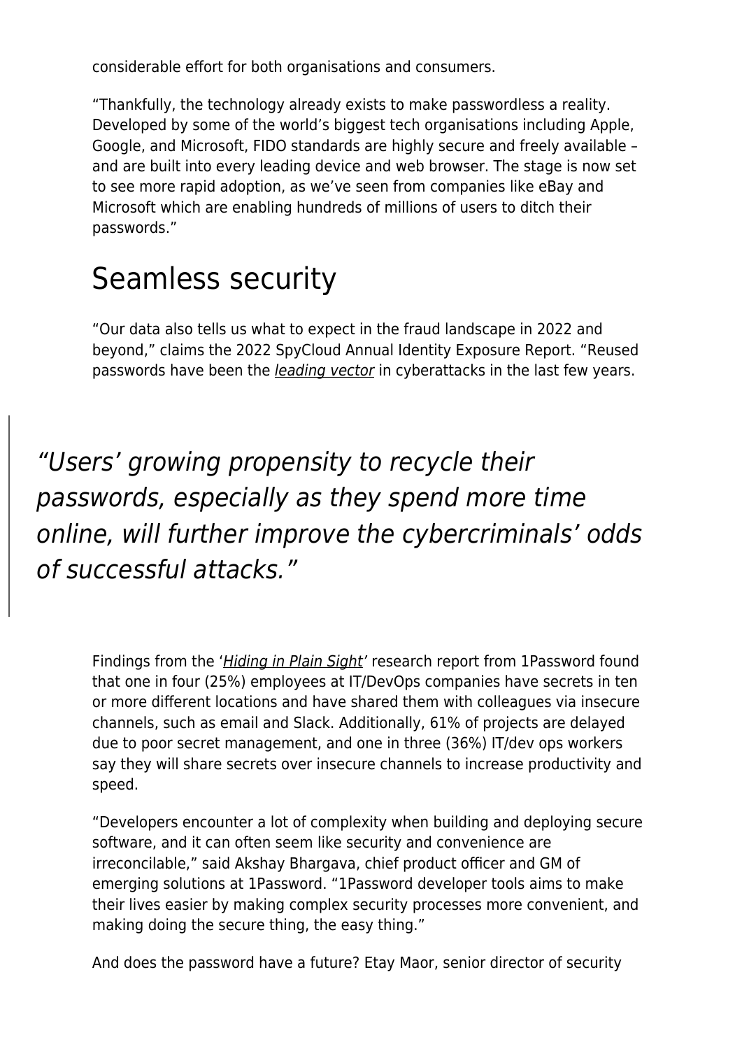considerable effort for both organisations and consumers.

"Thankfully, the technology already exists to make passwordless a reality. Developed by some of the world's biggest tech organisations including Apple, Google, and Microsoft, FIDO standards are highly secure and freely available – and are built into every leading device and web browser. The stage is now set to see more rapid adoption, as we've seen from companies like eBay and Microsoft which are enabling hundreds of millions of users to ditch their passwords."

## Seamless security

"Our data also tells us what to expect in the fraud landscape in 2022 and beyond," claims the 2022 SpyCloud Annual Identity Exposure Report. "Reused passwords have been the *leading vector* in cyberattacks in the last few years.

> *"Users' growing propensity to recycle their passwords, especially as they spend more time online, will further improve the cybercriminals' odds of successful attacks."*

Findings from the '*Hiding in Plain Sight*' research report from 1Password found that one in four (25%) employees at IT/DevOps companies have secrets in ten or more different locations and have shared them with colleagues via insecure channels, such as email and Slack. Additionally, 61% of projects are delayed due to poor secret management, and one in three (36%) IT/dev ops workers say they will share secrets over insecure channels to increase productivity and speed.

"Developers encounter a lot of complexity when building and deploying secure software, and it can often seem like security and convenience are irreconcilable," said Akshay Bhargava, chief product officer and GM of emerging solutions at 1Password. "1Password developer tools aims to make their lives easier by making complex security processes more convenient, and making doing the secure thing, the easy thing."

And does the password have a future? Etay Maor, senior director of security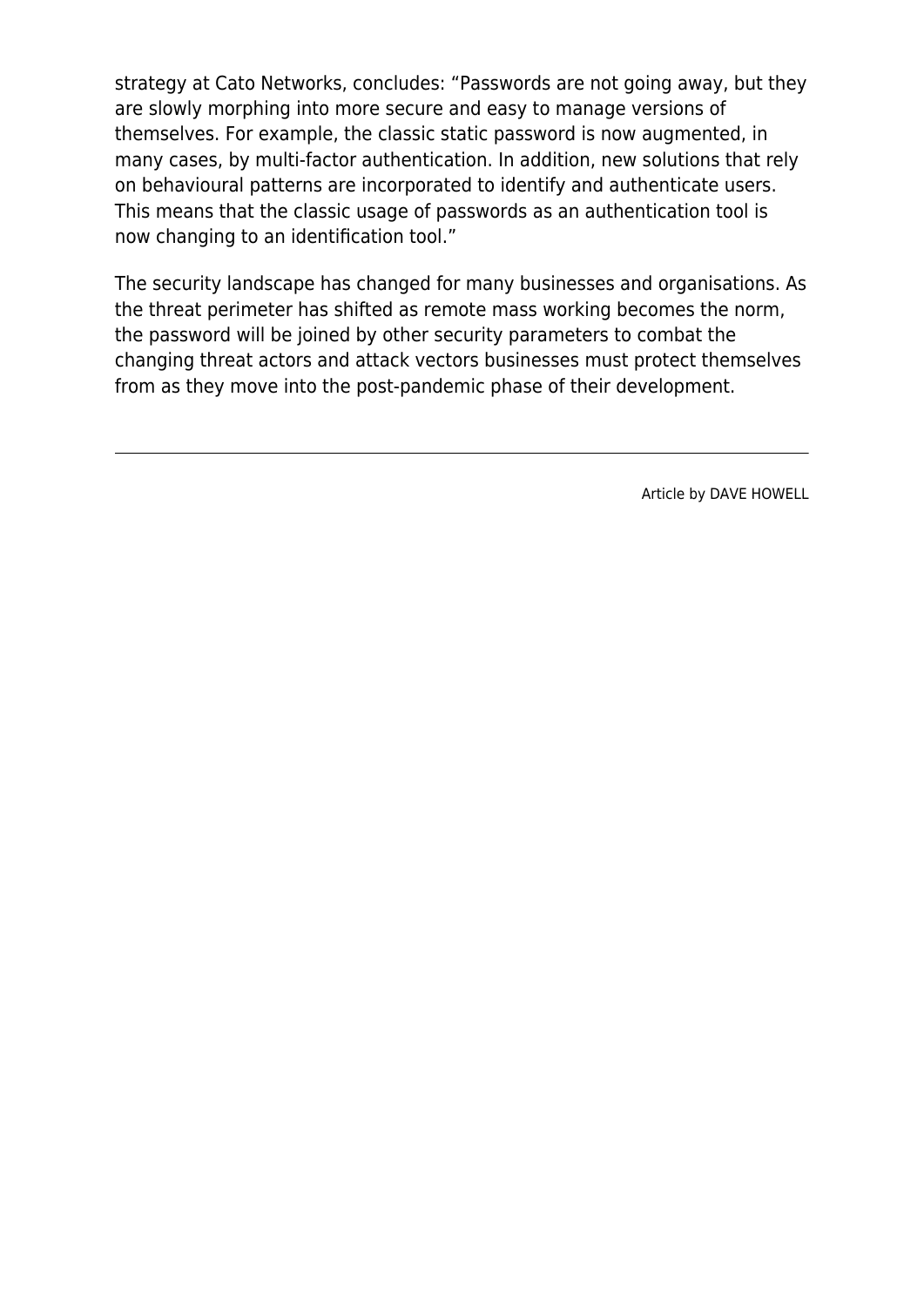strategy at Cato Networks, concludes: "Passwords are not going away, but they are slowly morphing into more secure and easy to manage versions of themselves. For example, the classic static password is now augmented, in many cases, by multi-factor authentication. In addition, new solutions that rely on behavioural patterns are incorporated to identify and authenticate users. This means that the classic usage of passwords as an authentication tool is now changing to an identification tool."

The security landscape has changed for many businesses and organisations. As the threat perimeter has shifted as remote mass working becomes the norm, the password will be joined by other security parameters to combat the changing threat actors and attack vectors businesses must protect themselves from as they move into the post-pandemic phase of their development.

---

Article by DAVE HOWELL